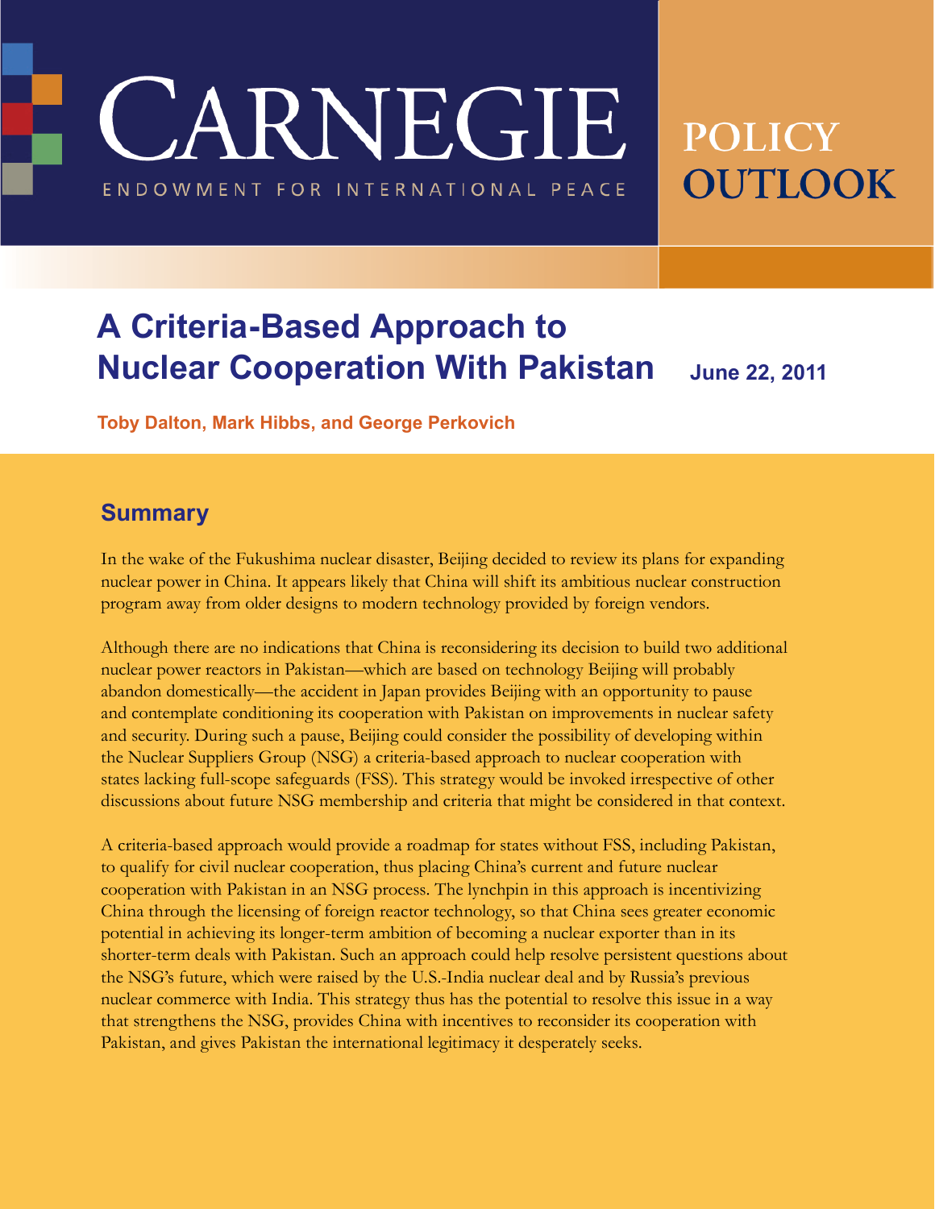CARNEGIE

ENDOWMENT FOR INTERNATIONAL PEACE

POLICY OUTLOOK

# A Criteria-Based Approach to Nuclear Cooperation With Pakistan

June 22, 2011

**Toby Dalton, Mark Hibbs, and George Perkovich**

## Summary

In the wake of the Fukushima nuclear disaster, Beijing decided to review its plans for expanding nuclear power in China. It appears likely that China will shift its ambitious nuclear construction program away from older designs to modern technology provided by foreign vendors.

Although there are no indications that China is reconsidering its decision to build two additional nuclear power reactors in Pakistan—which are based on technology Beijing will probably abandon domestically—the accident in Japan provides Beijing with an opportunity to pause and contemplate conditioning its cooperation with Pakistan on improvements in nuclear safety and security. During such a pause, Beijing could consider the possibility of developing within the Nuclear Suppliers Group (NSG) a criteria-based approach to nuclear cooperation with states lacking full-scope safeguards (FSS). This strategy would be invoked irrespective of other discussions about future NSG membership and criteria that might be considered in that context.

A criteria-based approach would provide a roadmap for states without FSS, including Pakistan, to qualify for civil nuclear cooperation, thus placing China's current and future nuclear cooperation with Pakistan in an NSG process. The lynchpin in this approach is incentivizing China through the licensing of foreign reactor technology, so that China sees greater economic potential in achieving its longer-term ambition of becoming a nuclear exporter than in its shorter-term deals with Pakistan. Such an approach could help resolve persistent questions about the NSG's future, which were raised by the U.S.-India nuclear deal and by Russia's previous nuclear commerce with India. This strategy thus has the potential to resolve this issue in a way that strengthens the NSG, provides China with incentives to reconsider its cooperation with Pakistan, and gives Pakistan the international legitimacy it desperately seeks.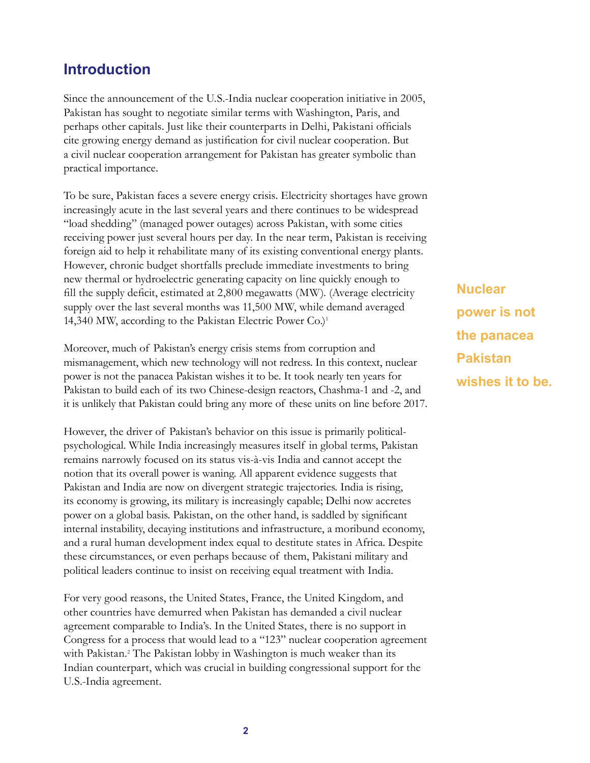## Introduction

Since the announcement of the U.S.-India nuclear cooperation initiative in 2005, Pakistan has sought to negotiate similar terms with Washington, Paris, and perhaps other capitals. Just like their counterparts in Delhi, Pakistani officials cite growing energy demand as justification for civil nuclear cooperation. But a civil nuclear cooperation arrangement for Pakistan has greater symbolic than practical importance.

To be sure, Pakistan faces a severe energy crisis. Electricity shortages have grown increasingly acute in the last several years and there continues to be widespread "load shedding" (managed power outages) across Pakistan, with some cities receiving power just several hours per day. In the near term, Pakistan is receiving foreign aid to help it rehabilitate many of its existing conventional energy plants. However, chronic budget shortfalls preclude immediate investments to bring new thermal or hydroelectric generating capacity on line quickly enough to fill the supply deficit, estimated at 2,800 megawatts (MW). (Average electricity supply over the last several months was 11,500 MW, while demand averaged 14,340 MW, according to the Pakistan Electric Power Co.)[1]

Moreover, much of Pakistan's energy crisis stems from corruption and mismanagement, which new technology will not redress. In this context, nuclear power is not the panacea Pakistan wishes it to be. It took nearly ten years for Pakistan to build each of its two Chinese-design reactors, Chashma-1 and -2, and it is unlikely that Pakistan could bring any more of these units on line before 2017.

**Nuclear power is not the panacea Pakistan wishes it to be.**

However, the driver of Pakistan's behavior on this issue is primarily political-psychological. While India increasingly measures itself in global terms, Pakistan remains narrowly focused on its status vis-à-vis India and cannot accept the notion that its overall power is waning. All apparent evidence suggests that Pakistan and India are now on divergent strategic trajectories. India is rising, its economy is growing, its military is increasingly capable; Delhi now accretes power on a global basis. Pakistan, on the other hand, is saddled by significant internal instability, decaying institutions and infrastructure, a moribund economy, and a rural human development index equal to destitute states in Africa. Despite these circumstances, or even perhaps because of them, Pakistani military and political leaders continue to insist on receiving equal treatment with India.

For very good reasons, the United States, France, the United Kingdom, and other countries have demurred when Pakistan has demanded a civil nuclear agreement comparable to India's. In the United States, there is no support in Congress for a process that would lead to a "123" nuclear cooperation agreement with Pakistan.[2] The Pakistan lobby in Washington is much weaker than its Indian counterpart, which was crucial in building congressional support for the U.S.-India agreement.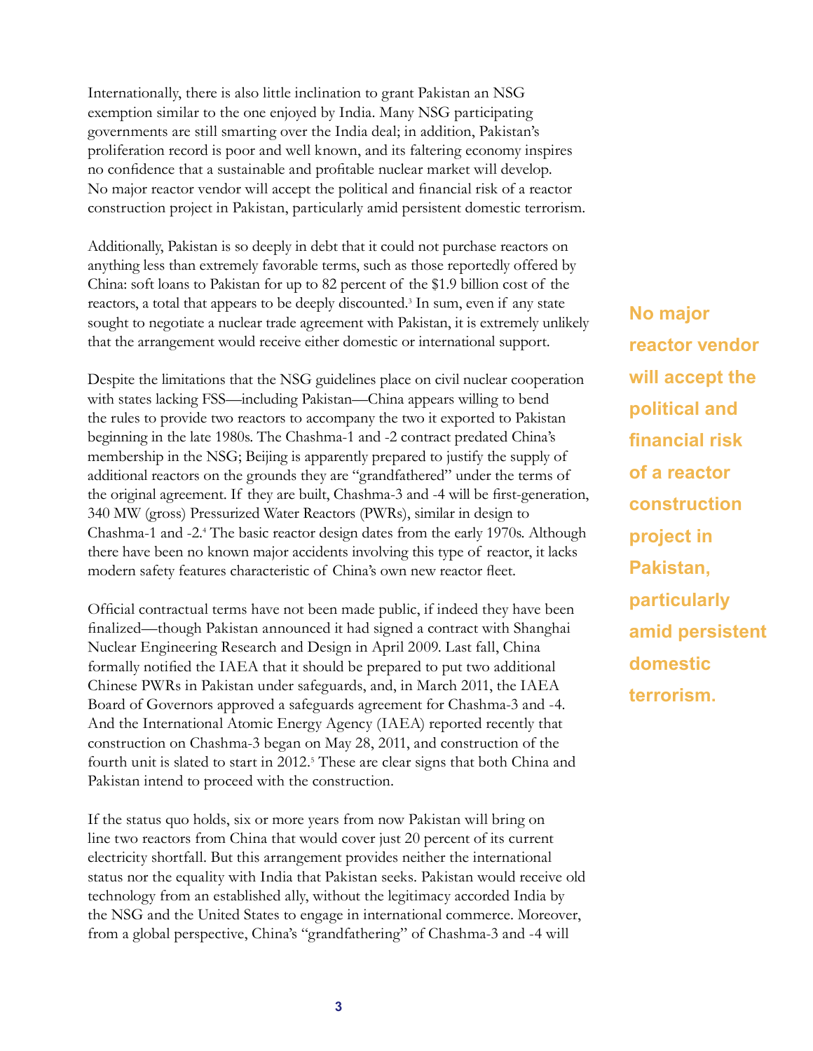Internationally, there is also little inclination to grant Pakistan an NSG exemption similar to the one enjoyed by India. Many NSG participating governments are still smarting over the India deal; in addition, Pakistan's proliferation record is poor and well known, and its faltering economy inspires no confidence that a sustainable and profitable nuclear market will develop. No major reactor vendor will accept the political and financial risk of a reactor construction project in Pakistan, particularly amid persistent domestic terrorism.

Additionally, Pakistan is so deeply in debt that it could not purchase reactors on anything less than extremely favorable terms, such as those reportedly offered by China: soft loans to Pakistan for up to 82 percent of the $1.9 billion cost of the reactors, a total that appears to be deeply discounted.[3] In sum, even if any state sought to negotiate a nuclear trade agreement with Pakistan, it is extremely unlikely that the arrangement would receive either domestic or international support.

**No major reactor vendor will accept the political and financial risk of a reactor construction project in Pakistan, particularly amid persistent domestic terrorism.**

Despite the limitations that the NSG guidelines place on civil nuclear cooperation with states lacking FSS—including Pakistan—China appears willing to bend the rules to provide two reactors to accompany the two it exported to Pakistan beginning in the late 1980s. The Chashma-1 and -2 contract predated China's membership in the NSG; Beijing is apparently prepared to justify the supply of additional reactors on the grounds they are "grandfathered" under the terms of the original agreement. If they are built, Chashma-3 and -4 will be first-generation, 340 MW (gross) Pressurized Water Reactors (PWRs), similar in design to Chashma-1 and -2.[4] The basic reactor design dates from the early 1970s. Although there have been no known major accidents involving this type of reactor, it lacks modern safety features characteristic of China's own new reactor fleet.

Official contractual terms have not been made public, if indeed they have been finalized—though Pakistan announced it had signed a contract with Shanghai Nuclear Engineering Research and Design in April 2009. Last fall, China formally notified the IAEA that it should be prepared to put two additional Chinese PWRs in Pakistan under safeguards, and, in March 2011, the IAEA Board of Governors approved a safeguards agreement for Chashma-3 and -4. And the International Atomic Energy Agency (IAEA) reported recently that construction on Chashma-3 began on May 28, 2011, and construction of the fourth unit is slated to start in 2012.[5] These are clear signs that both China and Pakistan intend to proceed with the construction.

If the status quo holds, six or more years from now Pakistan will bring on line two reactors from China that would cover just 20 percent of its current electricity shortfall. But this arrangement provides neither the international status nor the equality with India that Pakistan seeks. Pakistan would receive old technology from an established ally, without the legitimacy accorded India by the NSG and the United States to engage in international commerce. Moreover, from a global perspective, China's "grandfathering" of Chashma-3 and -4 will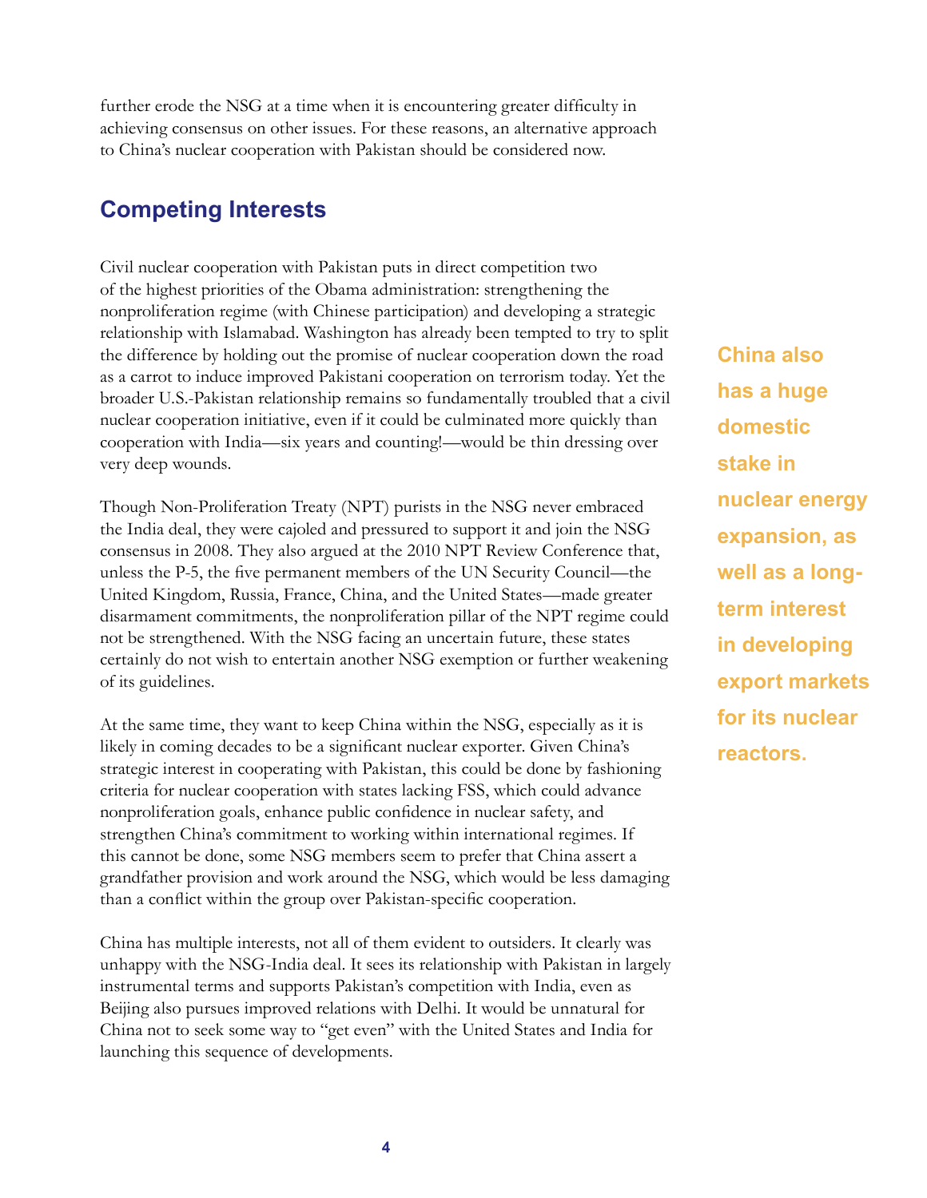further erode the NSG at a time when it is encountering greater difficulty in achieving consensus on other issues. For these reasons, an alternative approach to China's nuclear cooperation with Pakistan should be considered now.

## Competing Interests

Civil nuclear cooperation with Pakistan puts in direct competition two of the highest priorities of the Obama administration: strengthening the nonproliferation regime (with Chinese participation) and developing a strategic relationship with Islamabad. Washington has already been tempted to try to split the difference by holding out the promise of nuclear cooperation down the road as a carrot to induce improved Pakistani cooperation on terrorism today. Yet the broader U.S.-Pakistan relationship remains so fundamentally troubled that a civil nuclear cooperation initiative, even if it could be culminated more quickly than cooperation with India—six years and counting!—would be thin dressing over very deep wounds.

Though Non-Proliferation Treaty (NPT) purists in the NSG never embraced the India deal, they were cajoled and pressured to support it and join the NSG consensus in 2008. They also argued at the 2010 NPT Review Conference that, unless the P-5, the five permanent members of the UN Security Council—the United Kingdom, Russia, France, China, and the United States—made greater disarmament commitments, the nonproliferation pillar of the NPT regime could not be strengthened. With the NSG facing an uncertain future, these states certainly do not wish to entertain another NSG exemption or further weakening of its guidelines.

At the same time, they want to keep China within the NSG, especially as it is likely in coming decades to be a significant nuclear exporter. Given China's strategic interest in cooperating with Pakistan, this could be done by fashioning criteria for nuclear cooperation with states lacking FSS, which could advance nonproliferation goals, enhance public confidence in nuclear safety, and strengthen China's commitment to working within international regimes. If this cannot be done, some NSG members seem to prefer that China assert a grandfather provision and work around the NSG, which would be less damaging than a conflict within the group over Pakistan-specific cooperation.

**China also has a huge domestic stake in nuclear energy expansion, as well as a long-term interest in developing export markets for its nuclear reactors.**

China has multiple interests, not all of them evident to outsiders. It clearly was unhappy with the NSG-India deal. It sees its relationship with Pakistan in largely instrumental terms and supports Pakistan's competition with India, even as Beijing also pursues improved relations with Delhi. It would be unnatural for China not to seek some way to "get even" with the United States and India for launching this sequence of developments.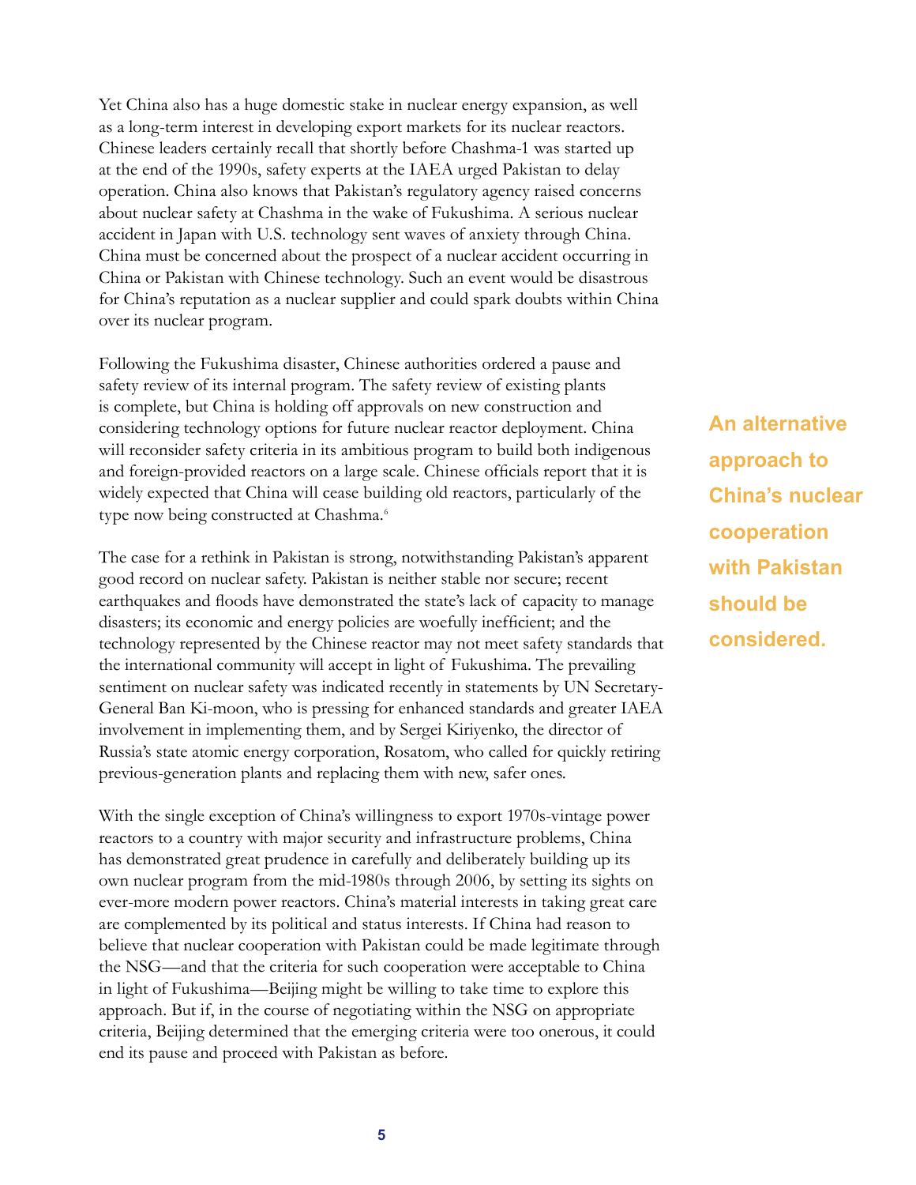Yet China also has a huge domestic stake in nuclear energy expansion, as well as a long-term interest in developing export markets for its nuclear reactors. Chinese leaders certainly recall that shortly before Chashma-1 was started up at the end of the 1990s, safety experts at the IAEA urged Pakistan to delay operation. China also knows that Pakistan's regulatory agency raised concerns about nuclear safety at Chashma in the wake of Fukushima. A serious nuclear accident in Japan with U.S. technology sent waves of anxiety through China. China must be concerned about the prospect of a nuclear accident occurring in China or Pakistan with Chinese technology. Such an event would be disastrous for China's reputation as a nuclear supplier and could spark doubts within China over its nuclear program.

Following the Fukushima disaster, Chinese authorities ordered a pause and safety review of its internal program. The safety review of existing plants is complete, but China is holding off approvals on new construction and considering technology options for future nuclear reactor deployment. China will reconsider safety criteria in its ambitious program to build both indigenous and foreign-provided reactors on a large scale. Chinese officials report that it is widely expected that China will cease building old reactors, particularly of the type now being constructed at Chashma.[6]

**An alternative approach to China's nuclear cooperation with Pakistan should be considered.**

The case for a rethink in Pakistan is strong, notwithstanding Pakistan's apparent good record on nuclear safety. Pakistan is neither stable nor secure; recent earthquakes and floods have demonstrated the state's lack of capacity to manage disasters; its economic and energy policies are woefully inefficient; and the technology represented by the Chinese reactor may not meet safety standards that the international community will accept in light of Fukushima. The prevailing sentiment on nuclear safety was indicated recently in statements by UN Secretary-General Ban Ki-moon, who is pressing for enhanced standards and greater IAEA involvement in implementing them, and by Sergei Kiriyenko, the director of Russia's state atomic energy corporation, Rosatom, who called for quickly retiring previous-generation plants and replacing them with new, safer ones.

With the single exception of China's willingness to export 1970s-vintage power reactors to a country with major security and infrastructure problems, China has demonstrated great prudence in carefully and deliberately building up its own nuclear program from the mid-1980s through 2006, by setting its sights on ever-more modern power reactors. China's material interests in taking great care are complemented by its political and status interests. If China had reason to believe that nuclear cooperation with Pakistan could be made legitimate through the NSG—and that the criteria for such cooperation were acceptable to China in light of Fukushima—Beijing might be willing to take time to explore this approach. But if, in the course of negotiating within the NSG on appropriate criteria, Beijing determined that the emerging criteria were too onerous, it could end its pause and proceed with Pakistan as before.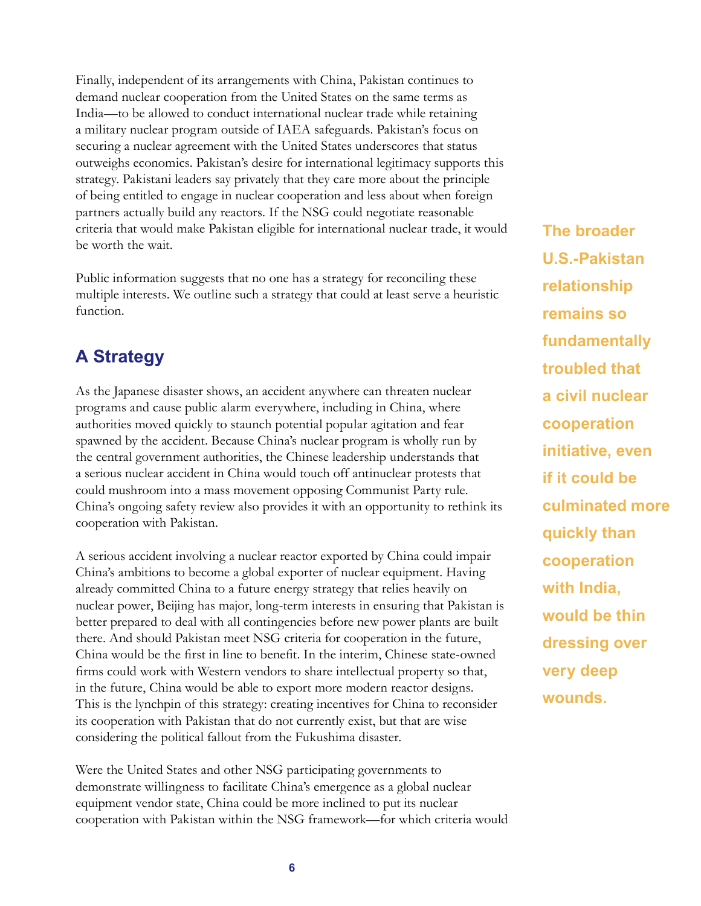Finally, independent of its arrangements with China, Pakistan continues to demand nuclear cooperation from the United States on the same terms as India—to be allowed to conduct international nuclear trade while retaining a military nuclear program outside of IAEA safeguards. Pakistan's focus on securing a nuclear agreement with the United States underscores that status outweighs economics. Pakistan's desire for international legitimacy supports this strategy. Pakistani leaders say privately that they care more about the principle of being entitled to engage in nuclear cooperation and less about when foreign partners actually build any reactors. If the NSG could negotiate reasonable criteria that would make Pakistan eligible for international nuclear trade, it would be worth the wait.

Public information suggests that no one has a strategy for reconciling these multiple interests. We outline such a strategy that could at least serve a heuristic function.

**The broader U.S.-Pakistan relationship remains so fundamentally troubled that a civil nuclear cooperation initiative, even if it could be culminated more quickly than cooperation with India, would be thin dressing over very deep wounds.**

## A Strategy

As the Japanese disaster shows, an accident anywhere can threaten nuclear programs and cause public alarm everywhere, including in China, where authorities moved quickly to staunch potential popular agitation and fear spawned by the accident. Because China's nuclear program is wholly run by the central government authorities, the Chinese leadership understands that a serious nuclear accident in China would touch off antinuclear protests that could mushroom into a mass movement opposing Communist Party rule. China's ongoing safety review also provides it with an opportunity to rethink its cooperation with Pakistan.

A serious accident involving a nuclear reactor exported by China could impair China's ambitions to become a global exporter of nuclear equipment. Having already committed China to a future energy strategy that relies heavily on nuclear power, Beijing has major, long-term interests in ensuring that Pakistan is better prepared to deal with all contingencies before new power plants are built there. And should Pakistan meet NSG criteria for cooperation in the future, China would be the first in line to benefit. In the interim, Chinese state-owned firms could work with Western vendors to share intellectual property so that, in the future, China would be able to export more modern reactor designs. This is the lynchpin of this strategy: creating incentives for China to reconsider its cooperation with Pakistan that do not currently exist, but that are wise considering the political fallout from the Fukushima disaster.

Were the United States and other NSG participating governments to demonstrate willingness to facilitate China's emergence as a global nuclear equipment vendor state, China could be more inclined to put its nuclear cooperation with Pakistan within the NSG framework—for which criteria would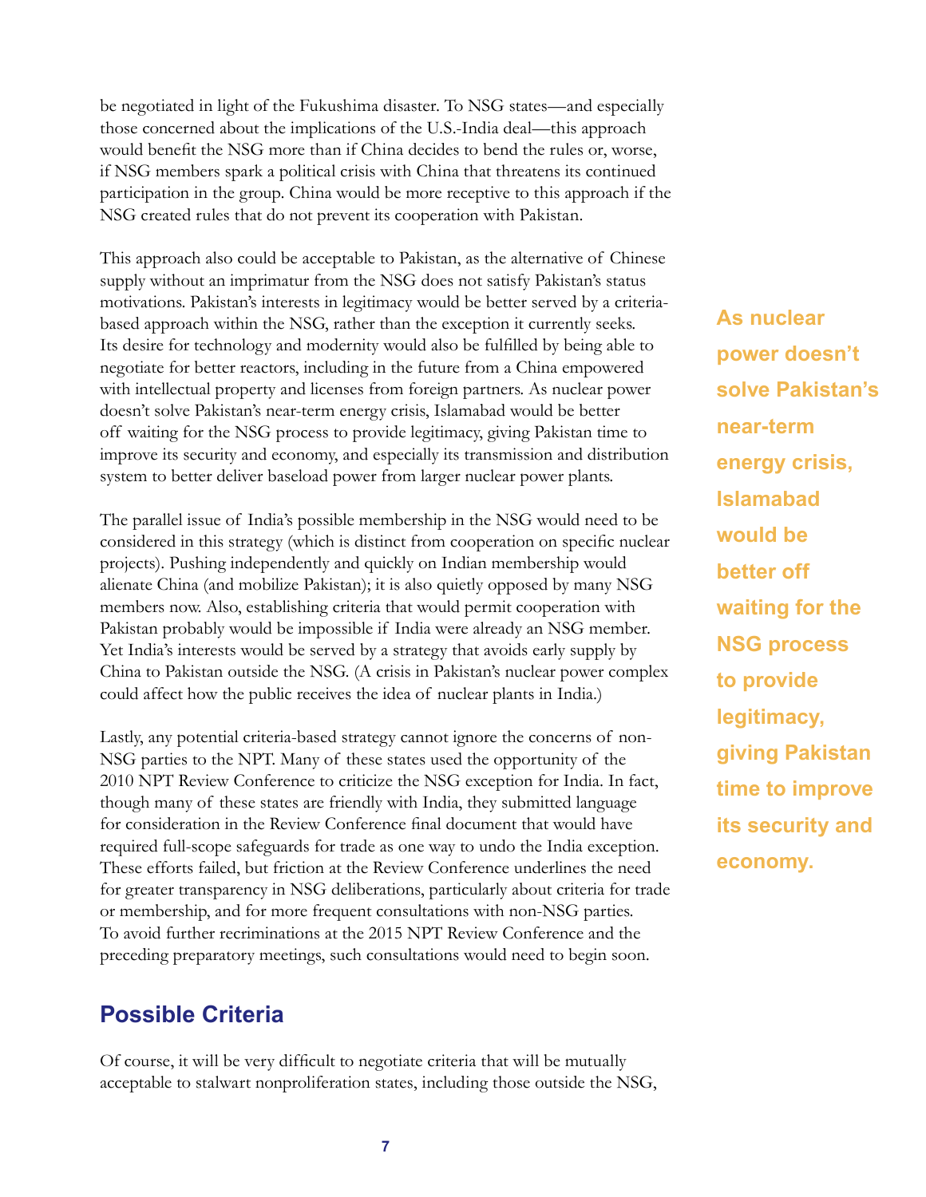be negotiated in light of the Fukushima disaster. To NSG states—and especially those concerned about the implications of the U.S.-India deal—this approach would benefit the NSG more than if China decides to bend the rules or, worse, if NSG members spark a political crisis with China that threatens its continued participation in the group. China would be more receptive to this approach if the NSG created rules that do not prevent its cooperation with Pakistan.

This approach also could be acceptable to Pakistan, as the alternative of Chinese supply without an imprimatur from the NSG does not satisfy Pakistan's status motivations. Pakistan's interests in legitimacy would be better served by a criteria-based approach within the NSG, rather than the exception it currently seeks. Its desire for technology and modernity would also be fulfilled by being able to negotiate for better reactors, including in the future from a China empowered with intellectual property and licenses from foreign partners. As nuclear power doesn't solve Pakistan's near-term energy crisis, Islamabad would be better off waiting for the NSG process to provide legitimacy, giving Pakistan time to improve its security and economy, and especially its transmission and distribution system to better deliver baseload power from larger nuclear power plants.

**As nuclear power doesn't solve Pakistan's near-term energy crisis, Islamabad would be better off waiting for the NSG process to provide legitimacy, giving Pakistan time to improve its security and economy.**

The parallel issue of India's possible membership in the NSG would need to be considered in this strategy (which is distinct from cooperation on specific nuclear projects). Pushing independently and quickly on Indian membership would alienate China (and mobilize Pakistan); it is also quietly opposed by many NSG members now. Also, establishing criteria that would permit cooperation with Pakistan probably would be impossible if India were already an NSG member. Yet India's interests would be served by a strategy that avoids early supply by China to Pakistan outside the NSG. (A crisis in Pakistan's nuclear power complex could affect how the public receives the idea of nuclear plants in India.)

Lastly, any potential criteria-based strategy cannot ignore the concerns of non-NSG parties to the NPT. Many of these states used the opportunity of the 2010 NPT Review Conference to criticize the NSG exception for India. In fact, though many of these states are friendly with India, they submitted language for consideration in the Review Conference final document that would have required full-scope safeguards for trade as one way to undo the India exception. These efforts failed, but friction at the Review Conference underlines the need for greater transparency in NSG deliberations, particularly about criteria for trade or membership, and for more frequent consultations with non-NSG parties. To avoid further recriminations at the 2015 NPT Review Conference and the preceding preparatory meetings, such consultations would need to begin soon.

## Possible Criteria

Of course, it will be very difficult to negotiate criteria that will be mutually acceptable to stalwart nonproliferation states, including those outside the NSG,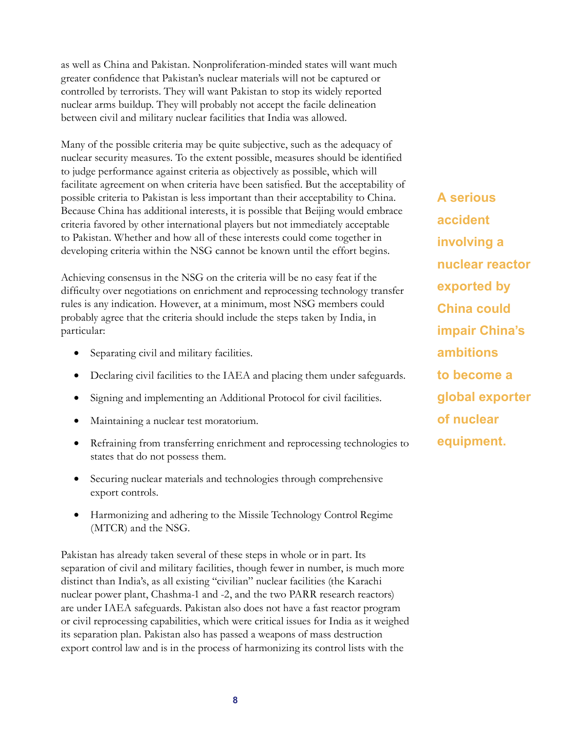as well as China and Pakistan. Nonproliferation-minded states will want much greater confidence that Pakistan's nuclear materials will not be captured or controlled by terrorists. They will want Pakistan to stop its widely reported nuclear arms buildup. They will probably not accept the facile delineation between civil and military nuclear facilities that India was allowed.

Many of the possible criteria may be quite subjective, such as the adequacy of nuclear security measures. To the extent possible, measures should be identified to judge performance against criteria as objectively as possible, which will facilitate agreement on when criteria have been satisfied. But the acceptability of possible criteria to Pakistan is less important than their acceptability to China. Because China has additional interests, it is possible that Beijing would embrace criteria favored by other international players but not immediately acceptable to Pakistan. Whether and how all of these interests could come together in developing criteria within the NSG cannot be known until the effort begins.

**A serious accident involving a nuclear reactor exported by China could impair China's ambitions to become a global exporter of nuclear equipment.**

Achieving consensus in the NSG on the criteria will be no easy feat if the difficulty over negotiations on enrichment and reprocessing technology transfer rules is any indication. However, at a minimum, most NSG members could probably agree that the criteria should include the steps taken by India, in particular:

- Separating civil and military facilities.
- Declaring civil facilities to the IAEA and placing them under safeguards.
- Signing and implementing an Additional Protocol for civil facilities.
- Maintaining a nuclear test moratorium.
- Refraining from transferring enrichment and reprocessing technologies to states that do not possess them.
- Securing nuclear materials and technologies through comprehensive export controls.
- Harmonizing and adhering to the Missile Technology Control Regime (MTCR) and the NSG.

Pakistan has already taken several of these steps in whole or in part. Its separation of civil and military facilities, though fewer in number, is much more distinct than India's, as all existing "civilian" nuclear facilities (the Karachi nuclear power plant, Chashma-1 and -2, and the two PARR research reactors) are under IAEA safeguards. Pakistan also does not have a fast reactor program or civil reprocessing capabilities, which were critical issues for India as it weighed its separation plan. Pakistan also has passed a weapons of mass destruction export control law and is in the process of harmonizing its control lists with the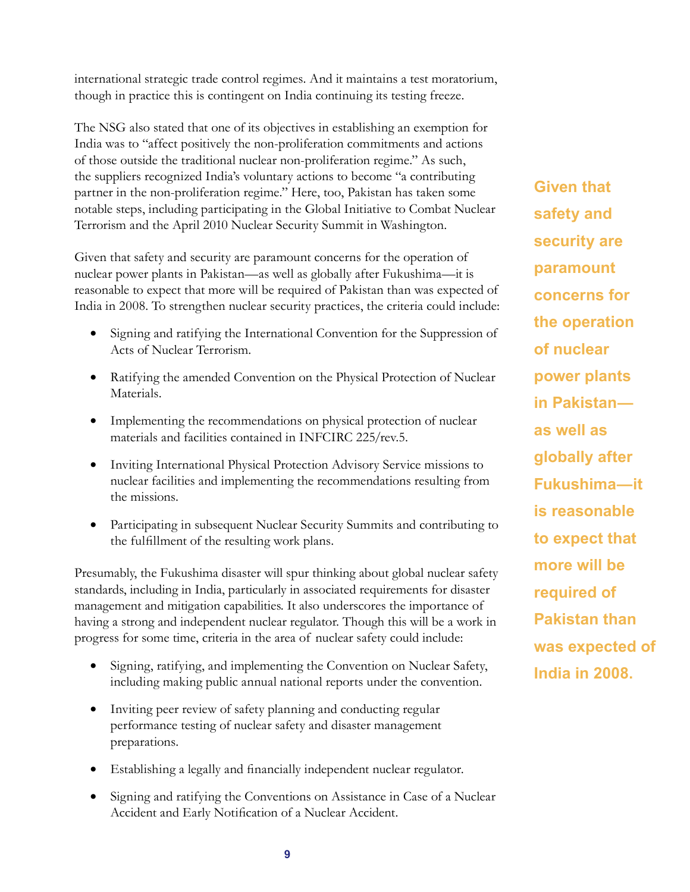international strategic trade control regimes. And it maintains a test moratorium, though in practice this is contingent on India continuing its testing freeze.

The NSG also stated that one of its objectives in establishing an exemption for India was to "affect positively the non-proliferation commitments and actions of those outside the traditional nuclear non-proliferation regime." As such, the suppliers recognized India's voluntary actions to become "a contributing partner in the non-proliferation regime." Here, too, Pakistan has taken some notable steps, including participating in the Global Initiative to Combat Nuclear Terrorism and the April 2010 Nuclear Security Summit in Washington.

**Given that safety and security are paramount concerns for the operation of nuclear power plants in Pakistan—as well as globally after Fukushima—it is reasonable to expect that more will be required of Pakistan than was expected of India in 2008.**

Given that safety and security are paramount concerns for the operation of nuclear power plants in Pakistan—as well as globally after Fukushima—it is reasonable to expect that more will be required of Pakistan than was expected of India in 2008. To strengthen nuclear security practices, the criteria could include:

- Signing and ratifying the International Convention for the Suppression of Acts of Nuclear Terrorism.
- Ratifying the amended Convention on the Physical Protection of Nuclear Materials.
- Implementing the recommendations on physical protection of nuclear materials and facilities contained in INFCIRC 225/rev.5.
- Inviting International Physical Protection Advisory Service missions to nuclear facilities and implementing the recommendations resulting from the missions.
- Participating in subsequent Nuclear Security Summits and contributing to the fulfillment of the resulting work plans.

Presumably, the Fukushima disaster will spur thinking about global nuclear safety standards, including in India, particularly in associated requirements for disaster management and mitigation capabilities. It also underscores the importance of having a strong and independent nuclear regulator. Though this will be a work in progress for some time, criteria in the area of nuclear safety could include:

- Signing, ratifying, and implementing the Convention on Nuclear Safety, including making public annual national reports under the convention.
- Inviting peer review of safety planning and conducting regular performance testing of nuclear safety and disaster management preparations.
- Establishing a legally and financially independent nuclear regulator.
- Signing and ratifying the Conventions on Assistance in Case of a Nuclear Accident and Early Notification of a Nuclear Accident.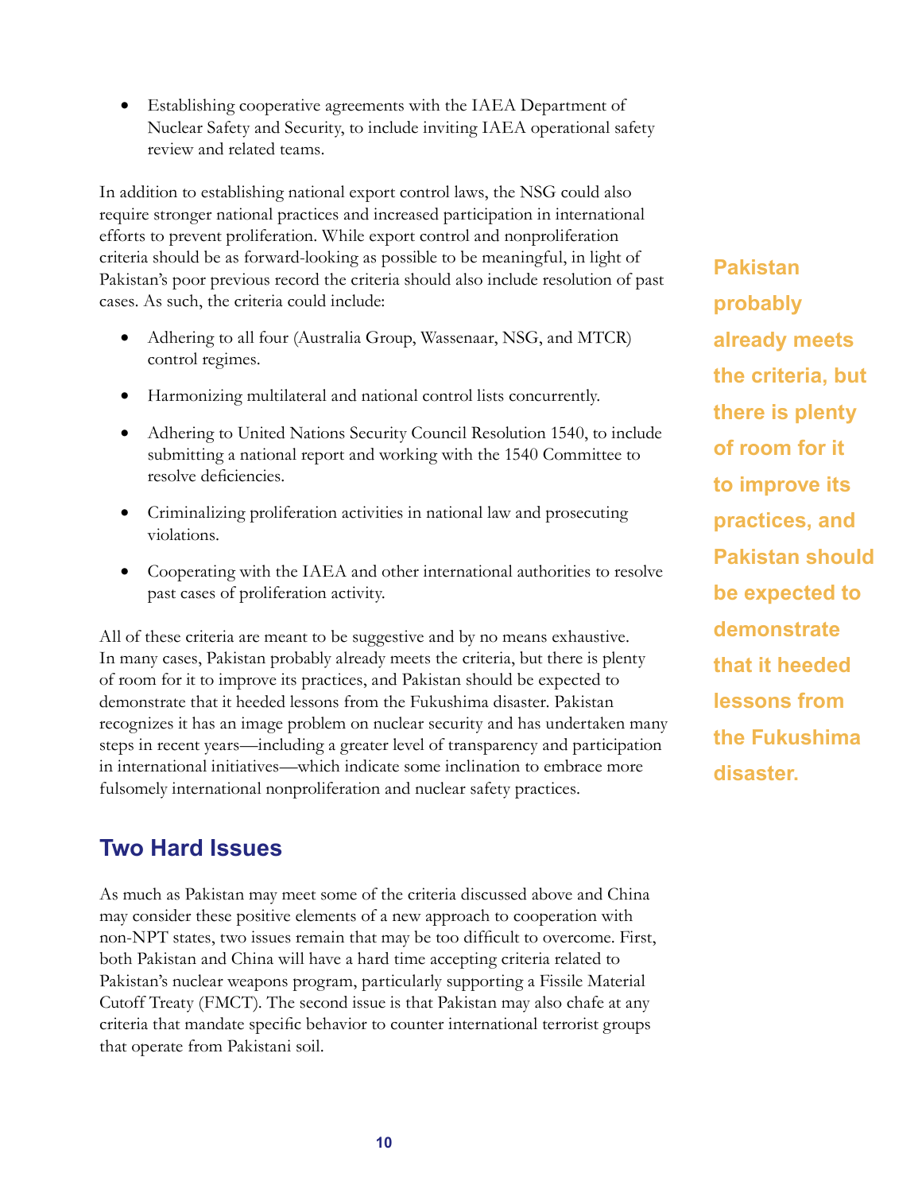- Establishing cooperative agreements with the IAEA Department of Nuclear Safety and Security, to include inviting IAEA operational safety review and related teams.

In addition to establishing national export control laws, the NSG could also require stronger national practices and increased participation in international efforts to prevent proliferation. While export control and nonproliferation criteria should be as forward-looking as possible to be meaningful, in light of Pakistan's poor previous record the criteria should also include resolution of past cases. As such, the criteria could include:

- Adhering to all four (Australia Group, Wassenaar, NSG, and MTCR) control regimes.
- Harmonizing multilateral and national control lists concurrently.
- Adhering to United Nations Security Council Resolution 1540, to include submitting a national report and working with the 1540 Committee to resolve deficiencies.
- Criminalizing proliferation activities in national law and prosecuting violations.
- Cooperating with the IAEA and other international authorities to resolve past cases of proliferation activity.

All of these criteria are meant to be suggestive and by no means exhaustive. In many cases, Pakistan probably already meets the criteria, but there is plenty of room for it to improve its practices, and Pakistan should be expected to demonstrate that it heeded lessons from the Fukushima disaster. Pakistan recognizes it has an image problem on nuclear security and has undertaken many steps in recent years—including a greater level of transparency and participation in international initiatives—which indicate some inclination to embrace more fulsomely international nonproliferation and nuclear safety practices.

**Pakistan probably already meets the criteria, but there is plenty of room for it to improve its practices, and Pakistan should be expected to demonstrate that it heeded lessons from the Fukushima disaster.**

## Two Hard Issues

As much as Pakistan may meet some of the criteria discussed above and China may consider these positive elements of a new approach to cooperation with non-NPT states, two issues remain that may be too difficult to overcome. First, both Pakistan and China will have a hard time accepting criteria related to Pakistan's nuclear weapons program, particularly supporting a Fissile Material Cutoff Treaty (FMCT). The second issue is that Pakistan may also chafe at any criteria that mandate specific behavior to counter international terrorist groups that operate from Pakistani soil.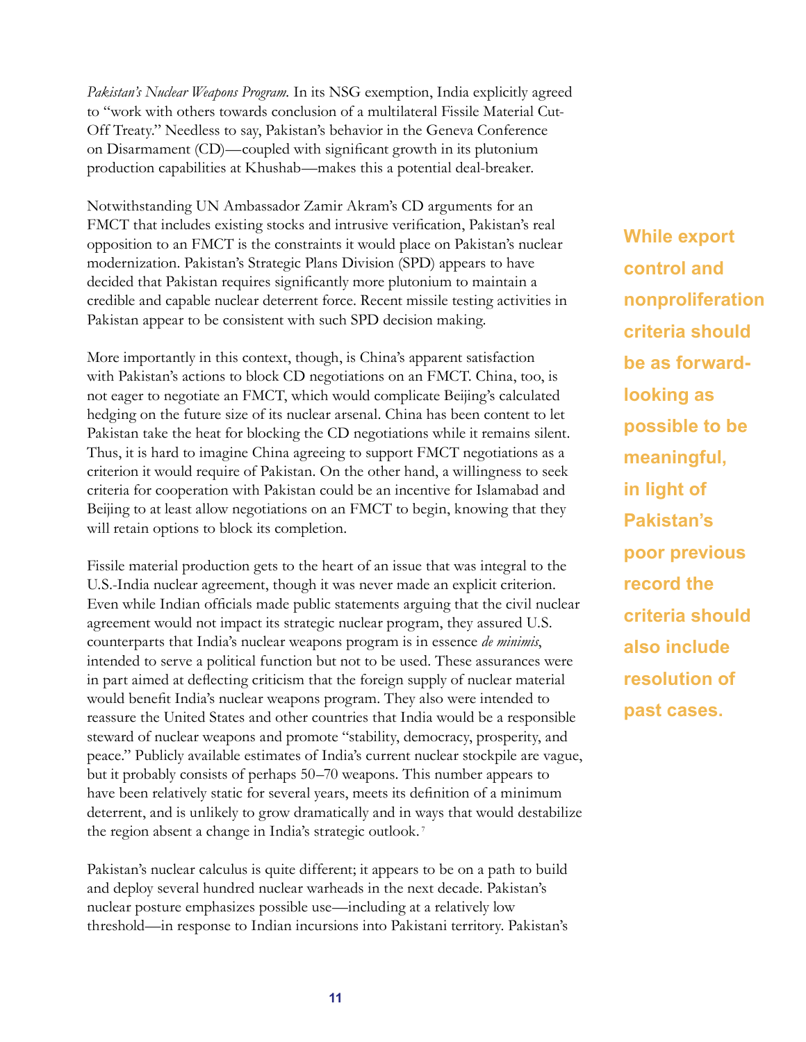*Pakistan's Nuclear Weapons Program.* In its NSG exemption, India explicitly agreed to "work with others towards conclusion of a multilateral Fissile Material Cut-Off Treaty." Needless to say, Pakistan's behavior in the Geneva Conference on Disarmament (CD)—coupled with significant growth in its plutonium production capabilities at Khushab—makes this a potential deal-breaker.

Notwithstanding UN Ambassador Zamir Akram's CD arguments for an FMCT that includes existing stocks and intrusive verification, Pakistan's real opposition to an FMCT is the constraints it would place on Pakistan's nuclear modernization. Pakistan's Strategic Plans Division (SPD) appears to have decided that Pakistan requires significantly more plutonium to maintain a credible and capable nuclear deterrent force. Recent missile testing activities in Pakistan appear to be consistent with such SPD decision making.

**While export control and nonproliferation criteria should be as forward-looking as possible to be meaningful, in light of Pakistan's poor previous record the criteria should also include resolution of past cases.**

More importantly in this context, though, is China's apparent satisfaction with Pakistan's actions to block CD negotiations on an FMCT. China, too, is not eager to negotiate an FMCT, which would complicate Beijing's calculated hedging on the future size of its nuclear arsenal. China has been content to let Pakistan take the heat for blocking the CD negotiations while it remains silent. Thus, it is hard to imagine China agreeing to support FMCT negotiations as a criterion it would require of Pakistan. On the other hand, a willingness to seek criteria for cooperation with Pakistan could be an incentive for Islamabad and Beijing to at least allow negotiations on an FMCT to begin, knowing that they will retain options to block its completion.

Fissile material production gets to the heart of an issue that was integral to the U.S.-India nuclear agreement, though it was never made an explicit criterion. Even while Indian officials made public statements arguing that the civil nuclear agreement would not impact its strategic nuclear program, they assured U.S. counterparts that India's nuclear weapons program is in essence *de minimis*, intended to serve a political function but not to be used. These assurances were in part aimed at deflecting criticism that the foreign supply of nuclear material would benefit India's nuclear weapons program. They also were intended to reassure the United States and other countries that India would be a responsible steward of nuclear weapons and promote "stability, democracy, prosperity, and peace." Publicly available estimates of India's current nuclear stockpile are vague, but it probably consists of perhaps 50–70 weapons. This number appears to have been relatively static for several years, meets its definition of a minimum deterrent, and is unlikely to grow dramatically and in ways that would destabilize the region absent a change in India's strategic outlook.[7]

Pakistan's nuclear calculus is quite different; it appears to be on a path to build and deploy several hundred nuclear warheads in the next decade. Pakistan's nuclear posture emphasizes possible use—including at a relatively low threshold—in response to Indian incursions into Pakistani territory. Pakistan's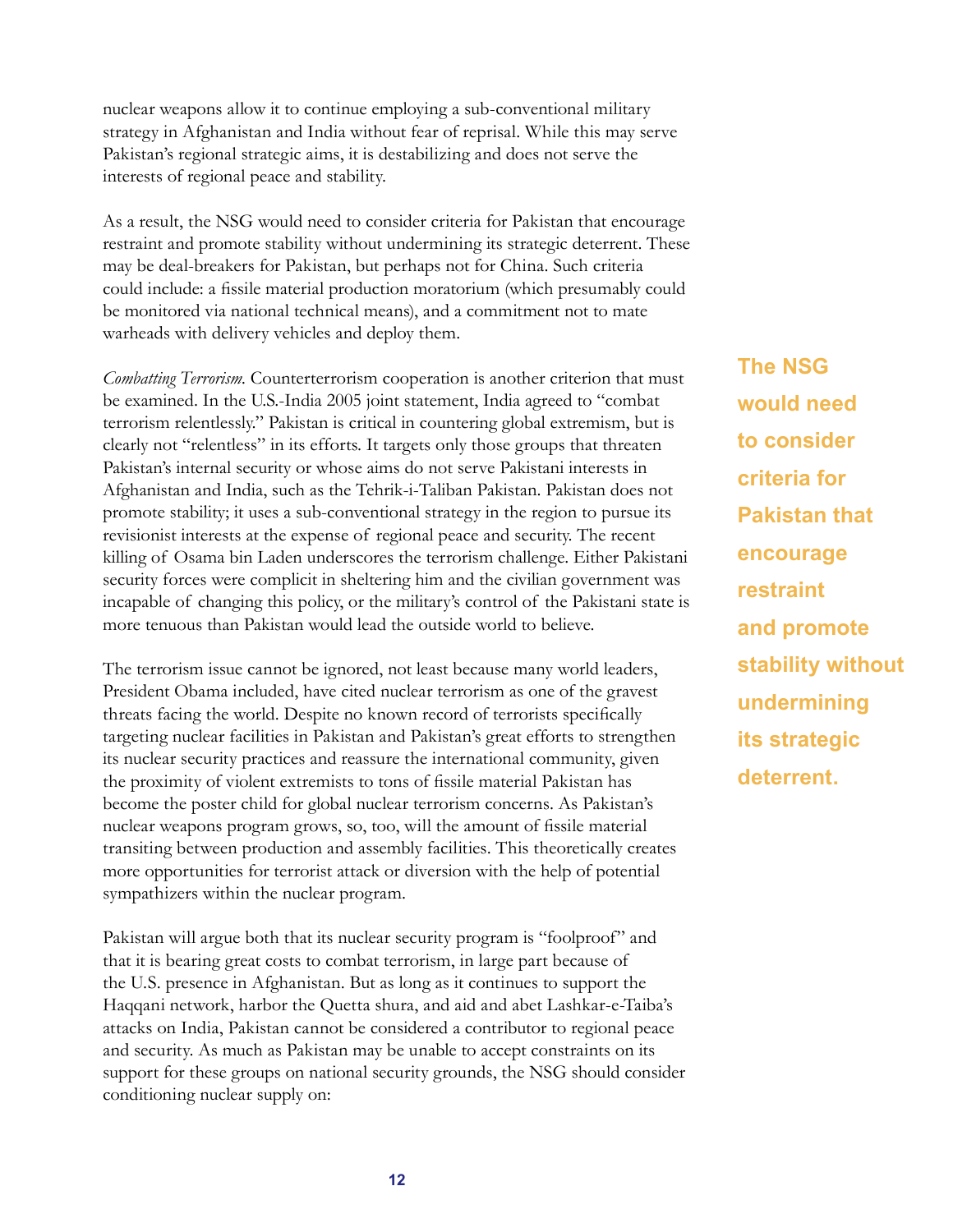nuclear weapons allow it to continue employing a sub-conventional military strategy in Afghanistan and India without fear of reprisal. While this may serve Pakistan's regional strategic aims, it is destabilizing and does not serve the interests of regional peace and stability.

As a result, the NSG would need to consider criteria for Pakistan that encourage restraint and promote stability without undermining its strategic deterrent. These may be deal-breakers for Pakistan, but perhaps not for China. Such criteria could include: a fissile material production moratorium (which presumably could be monitored via national technical means), and a commitment not to mate warheads with delivery vehicles and deploy them.

**The NSG would need to consider criteria for Pakistan that encourage restraint and promote stability without undermining its strategic deterrent.**

*Combatting Terrorism.* Counterterrorism cooperation is another criterion that must be examined. In the U.S.-India 2005 joint statement, India agreed to "combat terrorism relentlessly." Pakistan is critical in countering global extremism, but is clearly not "relentless" in its efforts. It targets only those groups that threaten Pakistan's internal security or whose aims do not serve Pakistani interests in Afghanistan and India, such as the Tehrik-i-Taliban Pakistan. Pakistan does not promote stability; it uses a sub-conventional strategy in the region to pursue its revisionist interests at the expense of regional peace and security. The recent killing of Osama bin Laden underscores the terrorism challenge. Either Pakistani security forces were complicit in sheltering him and the civilian government was incapable of changing this policy, or the military's control of the Pakistani state is more tenuous than Pakistan would lead the outside world to believe.

The terrorism issue cannot be ignored, not least because many world leaders, President Obama included, have cited nuclear terrorism as one of the gravest threats facing the world. Despite no known record of terrorists specifically targeting nuclear facilities in Pakistan and Pakistan's great efforts to strengthen its nuclear security practices and reassure the international community, given the proximity of violent extremists to tons of fissile material Pakistan has become the poster child for global nuclear terrorism concerns. As Pakistan's nuclear weapons program grows, so, too, will the amount of fissile material transiting between production and assembly facilities. This theoretically creates more opportunities for terrorist attack or diversion with the help of potential sympathizers within the nuclear program.

Pakistan will argue both that its nuclear security program is "foolproof" and that it is bearing great costs to combat terrorism, in large part because of the U.S. presence in Afghanistan. But as long as it continues to support the Haqqani network, harbor the Quetta shura, and aid and abet Lashkar-e-Taiba's attacks on India, Pakistan cannot be considered a contributor to regional peace and security. As much as Pakistan may be unable to accept constraints on its support for these groups on national security grounds, the NSG should consider conditioning nuclear supply on: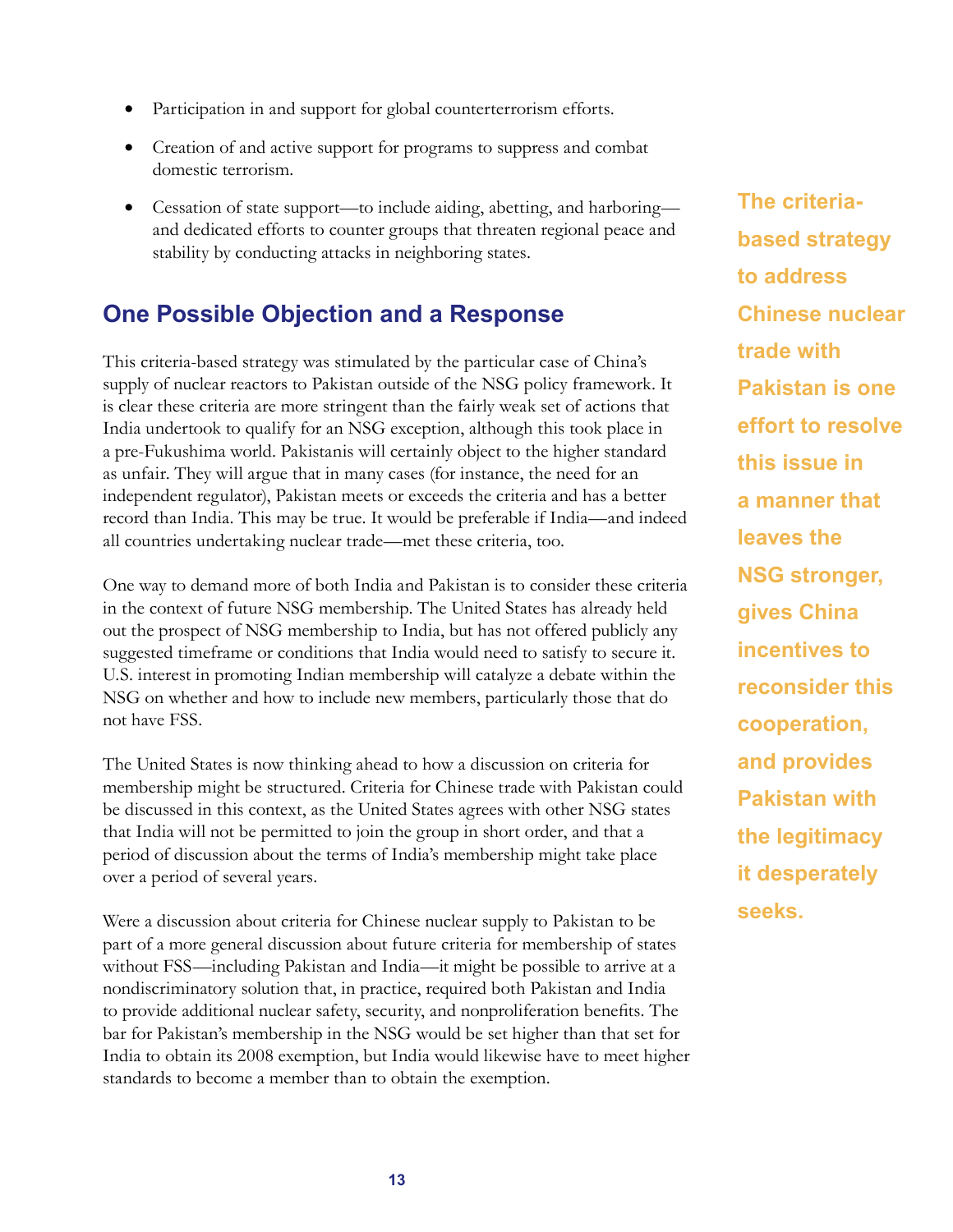- Participation in and support for global counterterrorism efforts.
- Creation of and active support for programs to suppress and combat domestic terrorism.
- Cessation of state support—to include aiding, abetting, and harboring—and dedicated efforts to counter groups that threaten regional peace and stability by conducting attacks in neighboring states.

## One Possible Objection and a Response

This criteria-based strategy was stimulated by the particular case of China's supply of nuclear reactors to Pakistan outside of the NSG policy framework. It is clear these criteria are more stringent than the fairly weak set of actions that India undertook to qualify for an NSG exception, although this took place in a pre-Fukushima world. Pakistanis will certainly object to the higher standard as unfair. They will argue that in many cases (for instance, the need for an independent regulator), Pakistan meets or exceeds the criteria and has a better record than India. This may be true. It would be preferable if India—and indeed all countries undertaking nuclear trade—met these criteria, too.

One way to demand more of both India and Pakistan is to consider these criteria in the context of future NSG membership. The United States has already held out the prospect of NSG membership to India, but has not offered publicly any suggested timeframe or conditions that India would need to satisfy to secure it. U.S. interest in promoting Indian membership will catalyze a debate within the NSG on whether and how to include new members, particularly those that do not have FSS.

The United States is now thinking ahead to how a discussion on criteria for membership might be structured. Criteria for Chinese trade with Pakistan could be discussed in this context, as the United States agrees with other NSG states that India will not be permitted to join the group in short order, and that a period of discussion about the terms of India's membership might take place over a period of several years.

Were a discussion about criteria for Chinese nuclear supply to Pakistan to be part of a more general discussion about future criteria for membership of states without FSS—including Pakistan and India—it might be possible to arrive at a nondiscriminatory solution that, in practice, required both Pakistan and India to provide additional nuclear safety, security, and nonproliferation benefits. The bar for Pakistan's membership in the NSG would be set higher than that set for India to obtain its 2008 exemption, but India would likewise have to meet higher standards to become a member than to obtain the exemption.

**The criteria-based strategy to address Chinese nuclear trade with Pakistan is one effort to resolve this issue in a manner that leaves the NSG stronger, gives China incentives to reconsider this cooperation, and provides Pakistan with the legitimacy it desperately seeks.**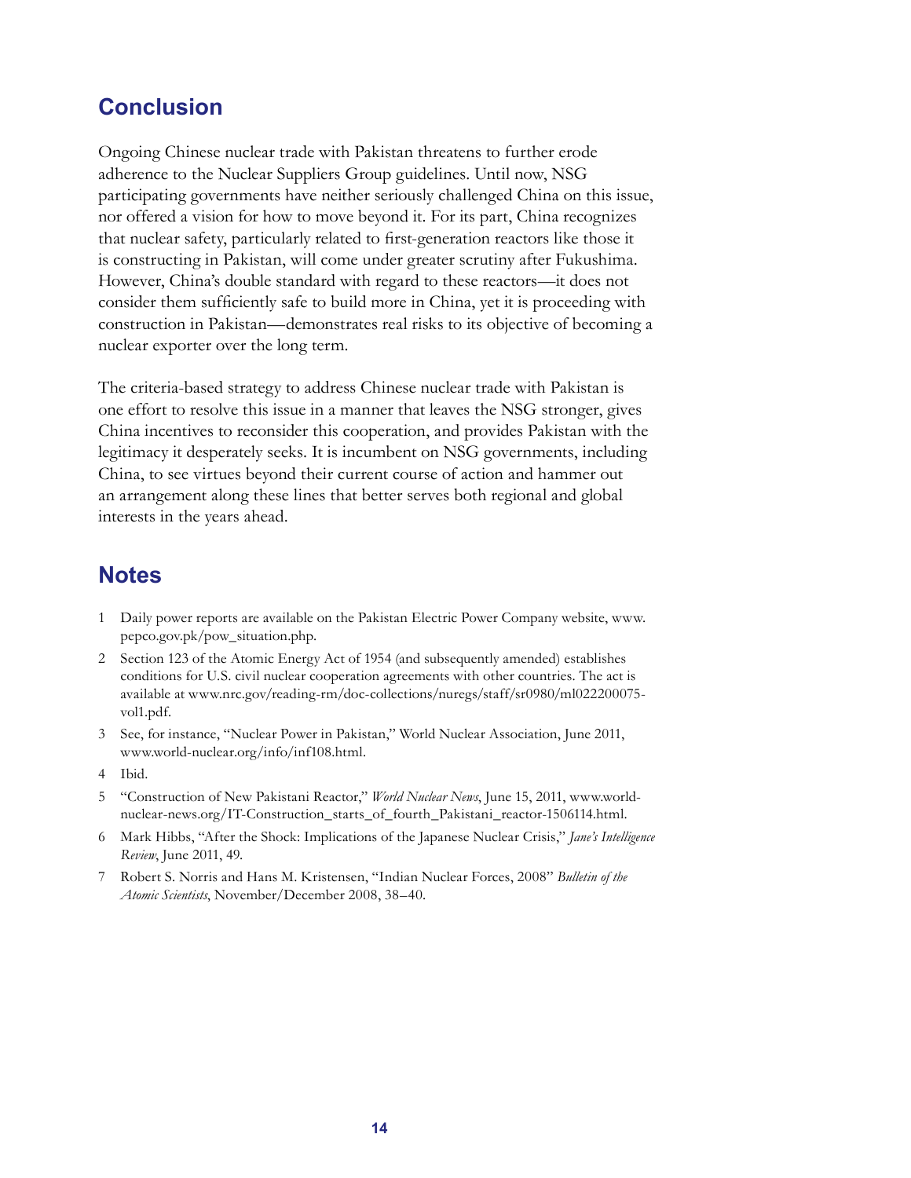## Conclusion

Ongoing Chinese nuclear trade with Pakistan threatens to further erode adherence to the Nuclear Suppliers Group guidelines. Until now, NSG participating governments have neither seriously challenged China on this issue, nor offered a vision for how to move beyond it. For its part, China recognizes that nuclear safety, particularly related to first-generation reactors like those it is constructing in Pakistan, will come under greater scrutiny after Fukushima. However, China's double standard with regard to these reactors—it does not consider them sufficiently safe to build more in China, yet it is proceeding with construction in Pakistan—demonstrates real risks to its objective of becoming a nuclear exporter over the long term.

The criteria-based strategy to address Chinese nuclear trade with Pakistan is one effort to resolve this issue in a manner that leaves the NSG stronger, gives China incentives to reconsider this cooperation, and provides Pakistan with the legitimacy it desperately seeks. It is incumbent on NSG governments, including China, to see virtues beyond their current course of action and hammer out an arrangement along these lines that better serves both regional and global interests in the years ahead.

## Notes

1. Daily power reports are available on the Pakistan Electric Power Company website, www.pepco.gov.pk/pow_situation.php.
2. Section 123 of the Atomic Energy Act of 1954 (and subsequently amended) establishes conditions for U.S. civil nuclear cooperation agreements with other countries. The act is available at www.nrc.gov/reading-rm/doc-collections/nuregs/staff/sr0980/ml022200075-vol1.pdf.
3. See, for instance, "Nuclear Power in Pakistan," World Nuclear Association, June 2011, www.world-nuclear.org/info/inf108.html.
4. Ibid.
5. "Construction of New Pakistani Reactor," *World Nuclear News*, June 15, 2011, www.world-nuclear-news.org/IT-Construction_starts_of_fourth_Pakistani_reactor-1506114.html.
6. Mark Hibbs, "After the Shock: Implications of the Japanese Nuclear Crisis," *Jane's Intelligence Review*, June 2011, 49.
7. Robert S. Norris and Hans M. Kristensen, "Indian Nuclear Forces, 2008" *Bulletin of the Atomic Scientists*, November/December 2008, 38–40.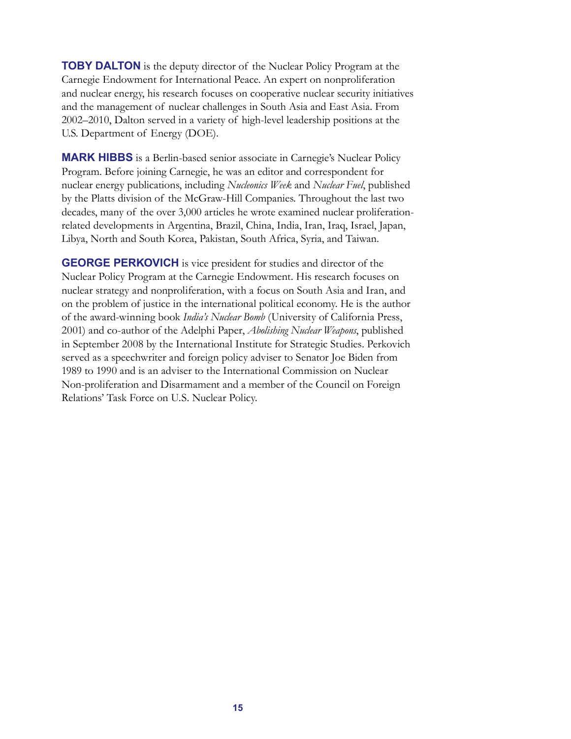**TOBY DALTON** is the deputy director of the Nuclear Policy Program at the Carnegie Endowment for International Peace. An expert on nonproliferation and nuclear energy, his research focuses on cooperative nuclear security initiatives and the management of nuclear challenges in South Asia and East Asia. From 2002–2010, Dalton served in a variety of high-level leadership positions at the U.S. Department of Energy (DOE).

**MARK HIBBS** is a Berlin-based senior associate in Carnegie's Nuclear Policy Program. Before joining Carnegie, he was an editor and correspondent for nuclear energy publications, including *Nucleonics Week* and *Nuclear Fuel*, published by the Platts division of the McGraw-Hill Companies. Throughout the last two decades, many of the over 3,000 articles he wrote examined nuclear proliferation-related developments in Argentina, Brazil, China, India, Iran, Iraq, Israel, Japan, Libya, North and South Korea, Pakistan, South Africa, Syria, and Taiwan.

**GEORGE PERKOVICH** is vice president for studies and director of the Nuclear Policy Program at the Carnegie Endowment. His research focuses on nuclear strategy and nonproliferation, with a focus on South Asia and Iran, and on the problem of justice in the international political economy. He is the author of the award-winning book *India's Nuclear Bomb* (University of California Press, 2001) and co-author of the Adelphi Paper, *Abolishing Nuclear Weapons*, published in September 2008 by the International Institute for Strategic Studies. Perkovich served as a speechwriter and foreign policy adviser to Senator Joe Biden from 1989 to 1990 and is an adviser to the International Commission on Nuclear Non-proliferation and Disarmament and a member of the Council on Foreign Relations' Task Force on U.S. Nuclear Policy.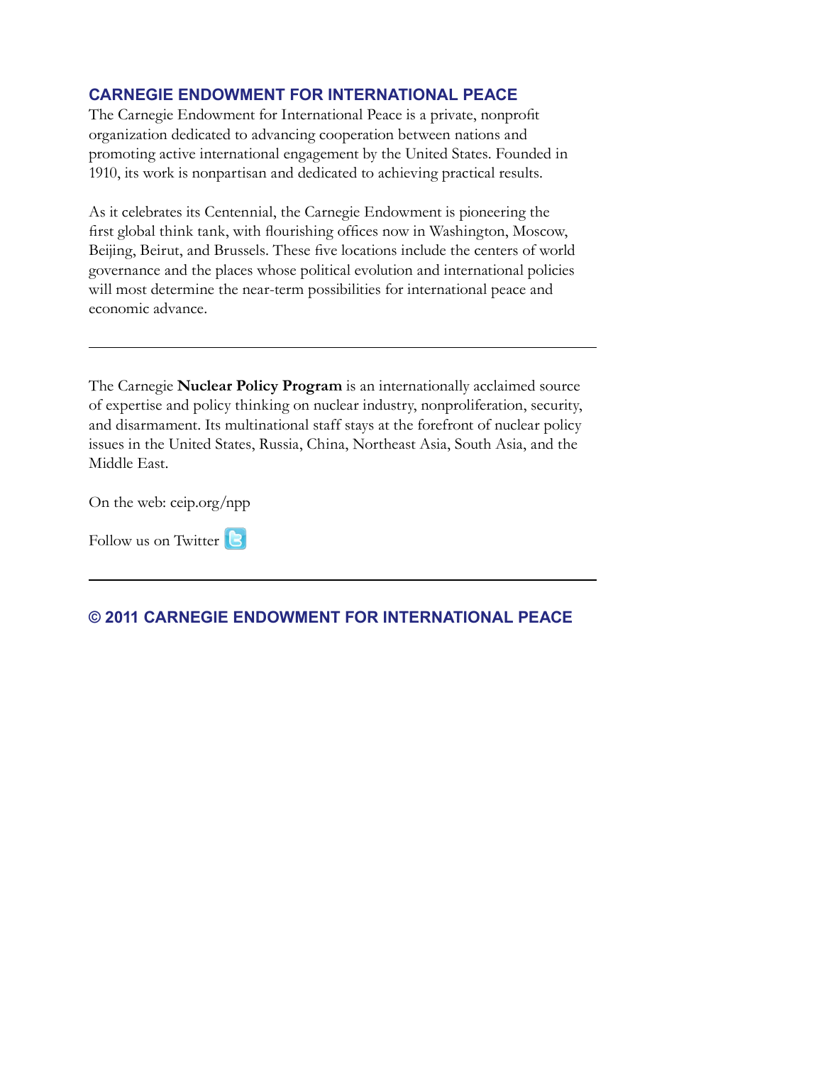## CARNEGIE ENDOWMENT FOR INTERNATIONAL PEACE

The Carnegie Endowment for International Peace is a private, nonprofit organization dedicated to advancing cooperation between nations and promoting active international engagement by the United States. Founded in 1910, its work is nonpartisan and dedicated to achieving practical results.

As it celebrates its Centennial, the Carnegie Endowment is pioneering the first global think tank, with flourishing offices now in Washington, Moscow, Beijing, Beirut, and Brussels. These five locations include the centers of world governance and the places whose political evolution and international policies will most determine the near-term possibilities for international peace and economic advance.

---

The Carnegie **Nuclear Policy Program** is an internationally acclaimed source of expertise and policy thinking on nuclear industry, nonproliferation, security, and disarmament. Its multinational staff stays at the forefront of nuclear policy issues in the United States, Russia, China, Northeast Asia, South Asia, and the Middle East.

On the web: ceip.org/npp

Follow us on Twitter

---

## © 2011 CARNEGIE ENDOWMENT FOR INTERNATIONAL PEACE